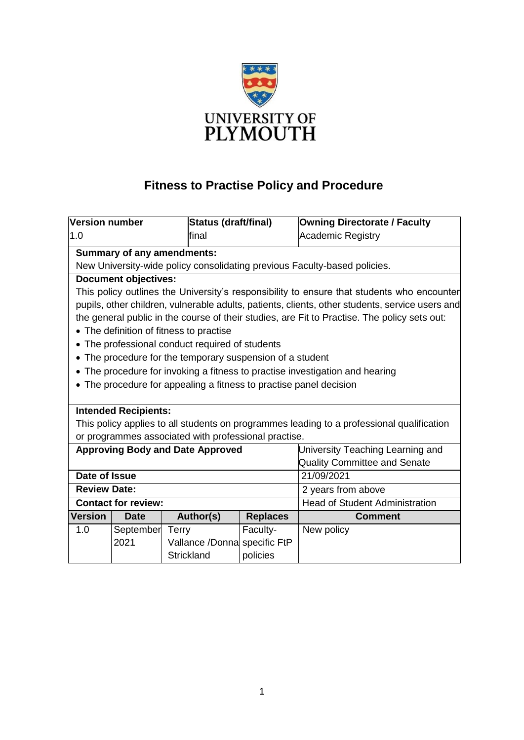UNIVERSITY OF PLYMOUTH

# Fitness to Practise Policy and Procedure

| Version number | Status (draft/final) | Owning Directorate / Faculty |
| --- | --- | --- |
| 1.0 | final | Academic Registry |

**Summary of any amendments:**
New University-wide policy consolidating previous Faculty-based policies.

**Document objectives:**
This policy outlines the University's responsibility to ensure that students who encounter pupils, other children, vulnerable adults, patients, clients, other students, service users and the general public in the course of their studies, are Fit to Practise. The policy sets out:

- The definition of fitness to practise
- The professional conduct required of students
- The procedure for the temporary suspension of a student
- The procedure for invoking a fitness to practise investigation and hearing
- The procedure for appealing a fitness to practise panel decision

**Intended Recipients:**
This policy applies to all students on programmes leading to a professional qualification or programmes associated with professional practise.

| | |
| --- | --- |
| **Approving Body and Date Approved** | University Teaching Learning and Quality Committee and Senate |
| **Date of Issue** | 21/09/2021 |
| **Review Date:** | 2 years from above |
| **Contact for review:** | Head of Student Administration |

| Version | Date | Author(s) | Replaces | Comment |
| --- | --- | --- | --- | --- |
| 1.0 | September 2021 | Terry Vallance /Donna Strickland | Faculty-specific FtP policies | New policy |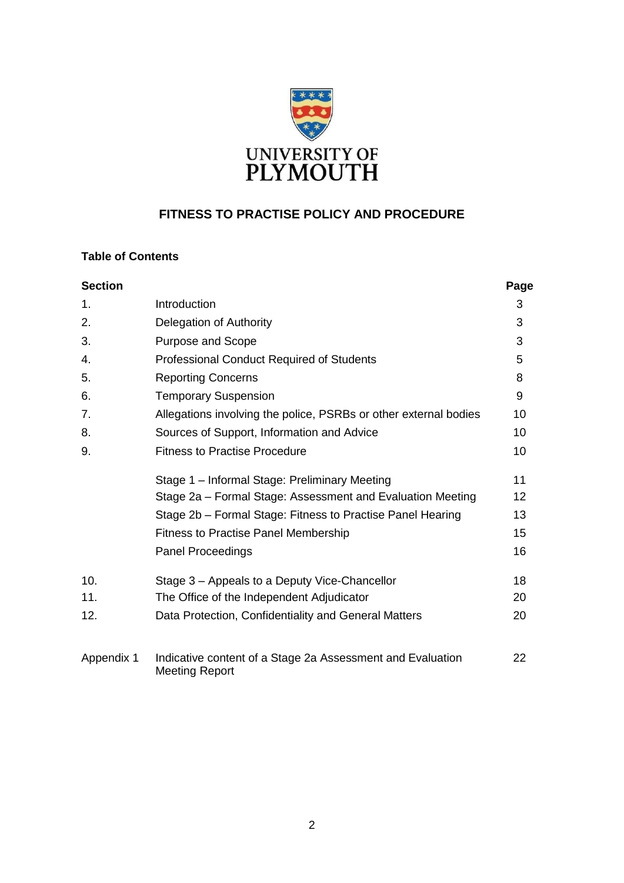UNIVERSITY OF PLYMOUTH

## FITNESS TO PRACTISE POLICY AND PROCEDURE

**Table of Contents**

| **Section** | | **Page** |
|---|---|---|
| 1. | Introduction | 3 |
| 2. | Delegation of Authority | 3 |
| 3. | Purpose and Scope | 3 |
| 4. | Professional Conduct Required of Students | 5 |
| 5. | Reporting Concerns | 8 |
| 6. | Temporary Suspension | 9 |
| 7. | Allegations involving the police, PSRBs or other external bodies | 10 |
| 8. | Sources of Support, Information and Advice | 10 |
| 9. | Fitness to Practise Procedure | 10 |
| | Stage 1 – Informal Stage: Preliminary Meeting | 11 |
| | Stage 2a – Formal Stage: Assessment and Evaluation Meeting | 12 |
| | Stage 2b – Formal Stage: Fitness to Practise Panel Hearing | 13 |
| | Fitness to Practise Panel Membership | 15 |
| | Panel Proceedings | 16 |
| 10. | Stage 3 – Appeals to a Deputy Vice-Chancellor | 18 |
| 11. | The Office of the Independent Adjudicator | 20 |
| 12. | Data Protection, Confidentiality and General Matters | 20 |
| Appendix 1 | Indicative content of a Stage 2a Assessment and Evaluation Meeting Report | 22 |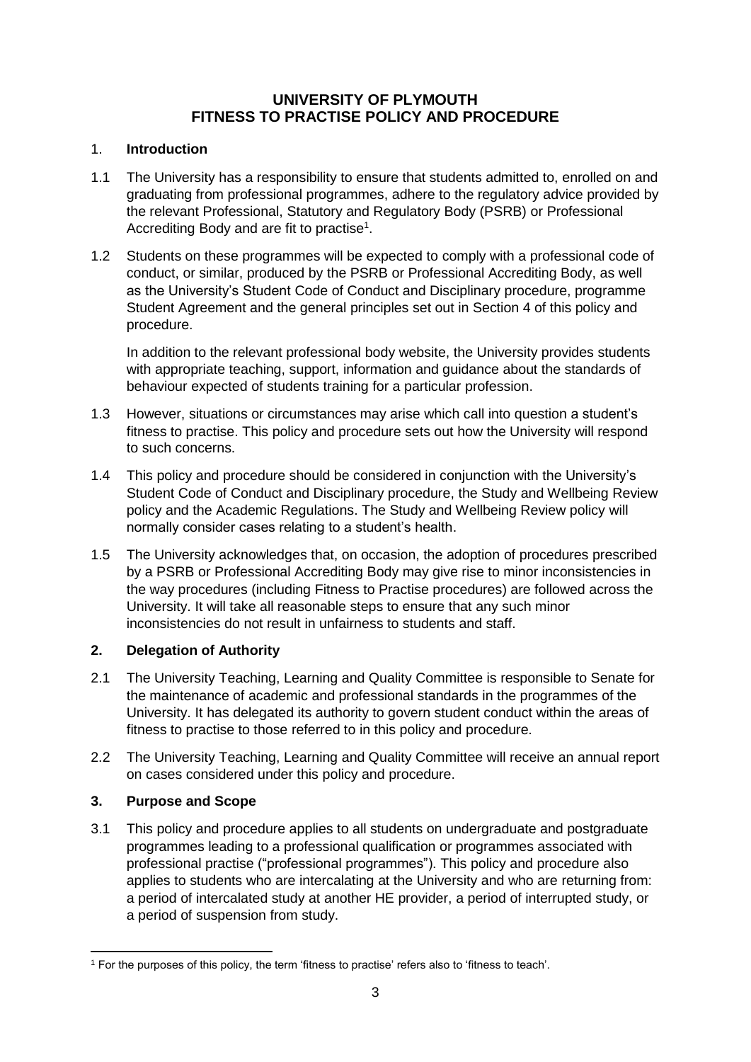# UNIVERSITY OF PLYMOUTH
# FITNESS TO PRACTISE POLICY AND PROCEDURE

## 1. Introduction

1.1 The University has a responsibility to ensure that students admitted to, enrolled on and graduating from professional programmes, adhere to the regulatory advice provided by the relevant Professional, Statutory and Regulatory Body (PSRB) or Professional Accrediting Body and are fit to practise[1].

1.2 Students on these programmes will be expected to comply with a professional code of conduct, or similar, produced by the PSRB or Professional Accrediting Body, as well as the University's Student Code of Conduct and Disciplinary procedure, programme Student Agreement and the general principles set out in Section 4 of this policy and procedure.

In addition to the relevant professional body website, the University provides students with appropriate teaching, support, information and guidance about the standards of behaviour expected of students training for a particular profession.

1.3 However, situations or circumstances may arise which call into question a student's fitness to practise. This policy and procedure sets out how the University will respond to such concerns.

1.4 This policy and procedure should be considered in conjunction with the University's Student Code of Conduct and Disciplinary procedure, the Study and Wellbeing Review policy and the Academic Regulations. The Study and Wellbeing Review policy will normally consider cases relating to a student's health.

1.5 The University acknowledges that, on occasion, the adoption of procedures prescribed by a PSRB or Professional Accrediting Body may give rise to minor inconsistencies in the way procedures (including Fitness to Practise procedures) are followed across the University. It will take all reasonable steps to ensure that any such minor inconsistencies do not result in unfairness to students and staff.

## 2. Delegation of Authority

2.1 The University Teaching, Learning and Quality Committee is responsible to Senate for the maintenance of academic and professional standards in the programmes of the University. It has delegated its authority to govern student conduct within the areas of fitness to practise to those referred to in this policy and procedure.

2.2 The University Teaching, Learning and Quality Committee will receive an annual report on cases considered under this policy and procedure.

## 3. Purpose and Scope

3.1 This policy and procedure applies to all students on undergraduate and postgraduate programmes leading to a professional qualification or programmes associated with professional practise ("professional programmes"). This policy and procedure also applies to students who are intercalating at the University and who are returning from: a period of intercalated study at another HE provider, a period of interrupted study, or a period of suspension from study.

---

[1] For the purposes of this policy, the term 'fitness to practise' refers also to 'fitness to teach'.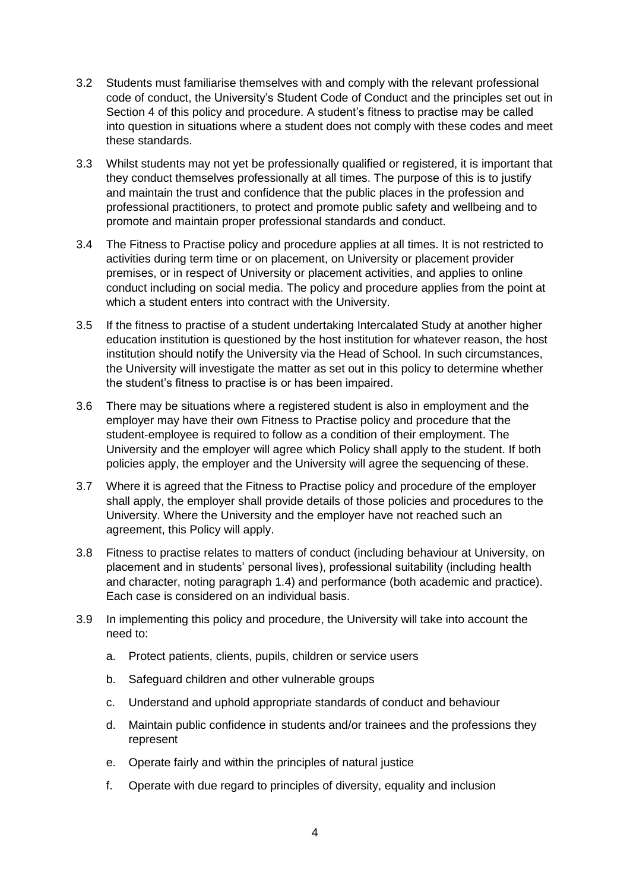3.2 Students must familiarise themselves with and comply with the relevant professional code of conduct, the University's Student Code of Conduct and the principles set out in Section 4 of this policy and procedure. A student's fitness to practise may be called into question in situations where a student does not comply with these codes and meet these standards.

3.3 Whilst students may not yet be professionally qualified or registered, it is important that they conduct themselves professionally at all times. The purpose of this is to justify and maintain the trust and confidence that the public places in the profession and professional practitioners, to protect and promote public safety and wellbeing and to promote and maintain proper professional standards and conduct.

3.4 The Fitness to Practise policy and procedure applies at all times. It is not restricted to activities during term time or on placement, on University or placement provider premises, or in respect of University or placement activities, and applies to online conduct including on social media. The policy and procedure applies from the point at which a student enters into contract with the University.

3.5 If the fitness to practise of a student undertaking Intercalated Study at another higher education institution is questioned by the host institution for whatever reason, the host institution should notify the University via the Head of School. In such circumstances, the University will investigate the matter as set out in this policy to determine whether the student's fitness to practise is or has been impaired.

3.6 There may be situations where a registered student is also in employment and the employer may have their own Fitness to Practise policy and procedure that the student-employee is required to follow as a condition of their employment. The University and the employer will agree which Policy shall apply to the student. If both policies apply, the employer and the University will agree the sequencing of these.

3.7 Where it is agreed that the Fitness to Practise policy and procedure of the employer shall apply, the employer shall provide details of those policies and procedures to the University. Where the University and the employer have not reached such an agreement, this Policy will apply.

3.8 Fitness to practise relates to matters of conduct (including behaviour at University, on placement and in students' personal lives), professional suitability (including health and character, noting paragraph 1.4) and performance (both academic and practice). Each case is considered on an individual basis.

3.9 In implementing this policy and procedure, the University will take into account the need to:

a. Protect patients, clients, pupils, children or service users

b. Safeguard children and other vulnerable groups

c. Understand and uphold appropriate standards of conduct and behaviour

d. Maintain public confidence in students and/or trainees and the professions they represent

e. Operate fairly and within the principles of natural justice

f. Operate with due regard to principles of diversity, equality and inclusion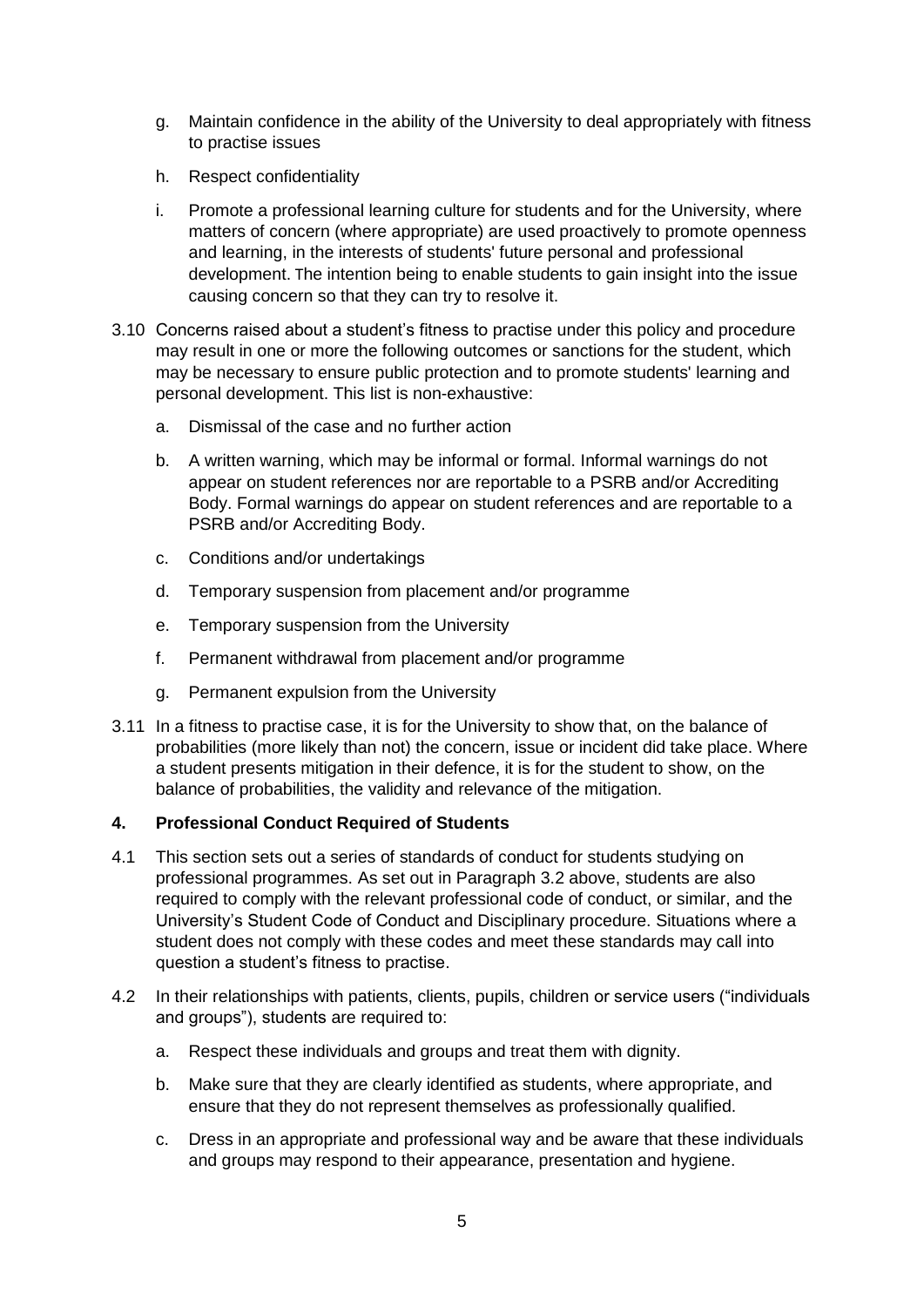g. Maintain confidence in the ability of the University to deal appropriately with fitness to practise issues

h. Respect confidentiality

i. Promote a professional learning culture for students and for the University, where matters of concern (where appropriate) are used proactively to promote openness and learning, in the interests of students' future personal and professional development. The intention being to enable students to gain insight into the issue causing concern so that they can try to resolve it.

3.10 Concerns raised about a student's fitness to practise under this policy and procedure may result in one or more the following outcomes or sanctions for the student, which may be necessary to ensure public protection and to promote students' learning and personal development. This list is non-exhaustive:

a. Dismissal of the case and no further action

b. A written warning, which may be informal or formal. Informal warnings do not appear on student references nor are reportable to a PSRB and/or Accrediting Body. Formal warnings do appear on student references and are reportable to a PSRB and/or Accrediting Body.

c. Conditions and/or undertakings

d. Temporary suspension from placement and/or programme

e. Temporary suspension from the University

f. Permanent withdrawal from placement and/or programme

g. Permanent expulsion from the University

3.11 In a fitness to practise case, it is for the University to show that, on the balance of probabilities (more likely than not) the concern, issue or incident did take place. Where a student presents mitigation in their defence, it is for the student to show, on the balance of probabilities, the validity and relevance of the mitigation.

## 4. Professional Conduct Required of Students

4.1 This section sets out a series of standards of conduct for students studying on professional programmes. As set out in Paragraph 3.2 above, students are also required to comply with the relevant professional code of conduct, or similar, and the University's Student Code of Conduct and Disciplinary procedure. Situations where a student does not comply with these codes and meet these standards may call into question a student's fitness to practise.

4.2 In their relationships with patients, clients, pupils, children or service users ("individuals and groups"), students are required to:

a. Respect these individuals and groups and treat them with dignity.

b. Make sure that they are clearly identified as students, where appropriate, and ensure that they do not represent themselves as professionally qualified.

c. Dress in an appropriate and professional way and be aware that these individuals and groups may respond to their appearance, presentation and hygiene.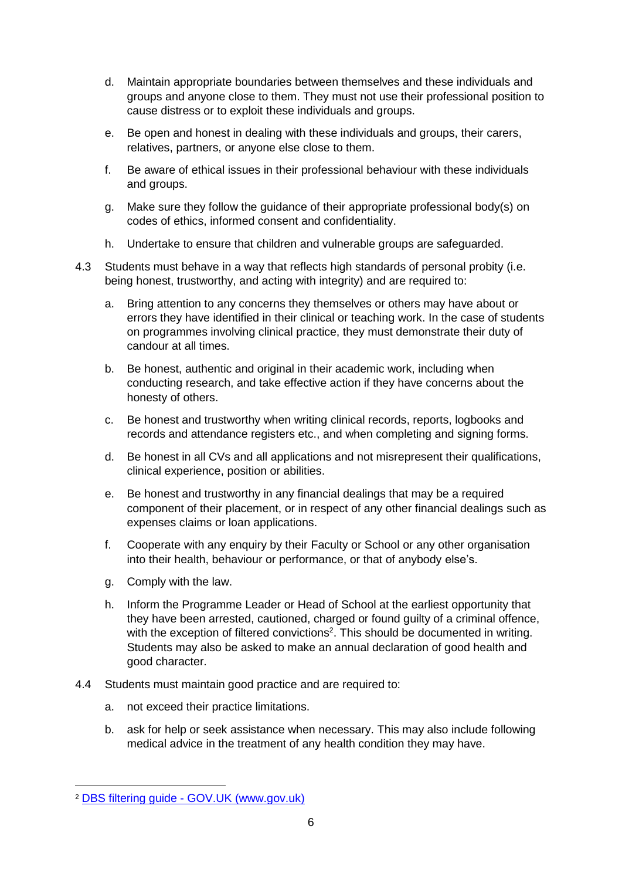d. Maintain appropriate boundaries between themselves and these individuals and groups and anyone close to them. They must not use their professional position to cause distress or to exploit these individuals and groups.

e. Be open and honest in dealing with these individuals and groups, their carers, relatives, partners, or anyone else close to them.

f. Be aware of ethical issues in their professional behaviour with these individuals and groups.

g. Make sure they follow the guidance of their appropriate professional body(s) on codes of ethics, informed consent and confidentiality.

h. Undertake to ensure that children and vulnerable groups are safeguarded.

4.3 Students must behave in a way that reflects high standards of personal probity (i.e. being honest, trustworthy, and acting with integrity) and are required to:

a. Bring attention to any concerns they themselves or others may have about or errors they have identified in their clinical or teaching work. In the case of students on programmes involving clinical practice, they must demonstrate their duty of candour at all times.

b. Be honest, authentic and original in their academic work, including when conducting research, and take effective action if they have concerns about the honesty of others.

c. Be honest and trustworthy when writing clinical records, reports, logbooks and records and attendance registers etc., and when completing and signing forms.

d. Be honest in all CVs and all applications and not misrepresent their qualifications, clinical experience, position or abilities.

e. Be honest and trustworthy in any financial dealings that may be a required component of their placement, or in respect of any other financial dealings such as expenses claims or loan applications.

f. Cooperate with any enquiry by their Faculty or School or any other organisation into their health, behaviour or performance, or that of anybody else's.

g. Comply with the law.

h. Inform the Programme Leader or Head of School at the earliest opportunity that they have been arrested, cautioned, charged or found guilty of a criminal offence, with the exception of filtered convictions[2]. This should be documented in writing. Students may also be asked to make an annual declaration of good health and good character.

4.4 Students must maintain good practice and are required to:

a. not exceed their practice limitations.

b. ask for help or seek assistance when necessary. This may also include following medical advice in the treatment of any health condition they may have.

---

[2] DBS filtering guide - GOV.UK (www.gov.uk)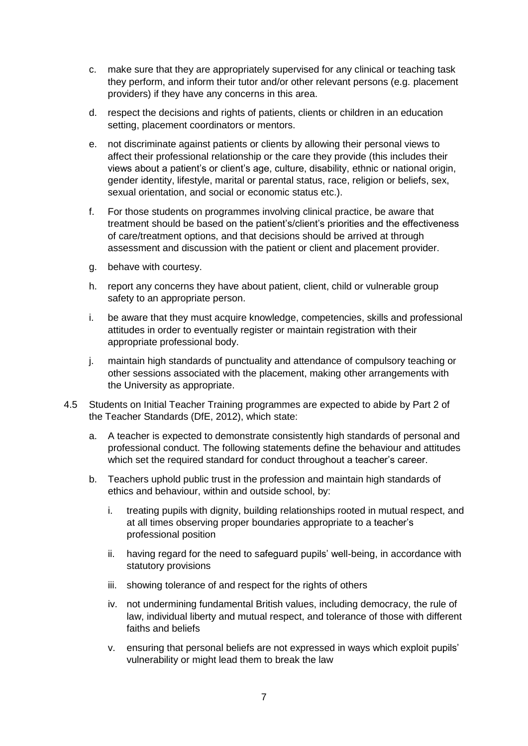c. make sure that they are appropriately supervised for any clinical or teaching task they perform, and inform their tutor and/or other relevant persons (e.g. placement providers) if they have any concerns in this area.

d. respect the decisions and rights of patients, clients or children in an education setting, placement coordinators or mentors.

e. not discriminate against patients or clients by allowing their personal views to affect their professional relationship or the care they provide (this includes their views about a patient's or client's age, culture, disability, ethnic or national origin, gender identity, lifestyle, marital or parental status, race, religion or beliefs, sex, sexual orientation, and social or economic status etc.).

f. For those students on programmes involving clinical practice, be aware that treatment should be based on the patient's/client's priorities and the effectiveness of care/treatment options, and that decisions should be arrived at through assessment and discussion with the patient or client and placement provider.

g. behave with courtesy.

h. report any concerns they have about patient, client, child or vulnerable group safety to an appropriate person.

i. be aware that they must acquire knowledge, competencies, skills and professional attitudes in order to eventually register or maintain registration with their appropriate professional body.

j. maintain high standards of punctuality and attendance of compulsory teaching or other sessions associated with the placement, making other arrangements with the University as appropriate.

4.5 Students on Initial Teacher Training programmes are expected to abide by Part 2 of the Teacher Standards (DfE, 2012), which state:

a. A teacher is expected to demonstrate consistently high standards of personal and professional conduct. The following statements define the behaviour and attitudes which set the required standard for conduct throughout a teacher's career.

b. Teachers uphold public trust in the profession and maintain high standards of ethics and behaviour, within and outside school, by:

   i. treating pupils with dignity, building relationships rooted in mutual respect, and at all times observing proper boundaries appropriate to a teacher's professional position

   ii. having regard for the need to safeguard pupils' well-being, in accordance with statutory provisions

   iii. showing tolerance of and respect for the rights of others

   iv. not undermining fundamental British values, including democracy, the rule of law, individual liberty and mutual respect, and tolerance of those with different faiths and beliefs

   v. ensuring that personal beliefs are not expressed in ways which exploit pupils' vulnerability or might lead them to break the law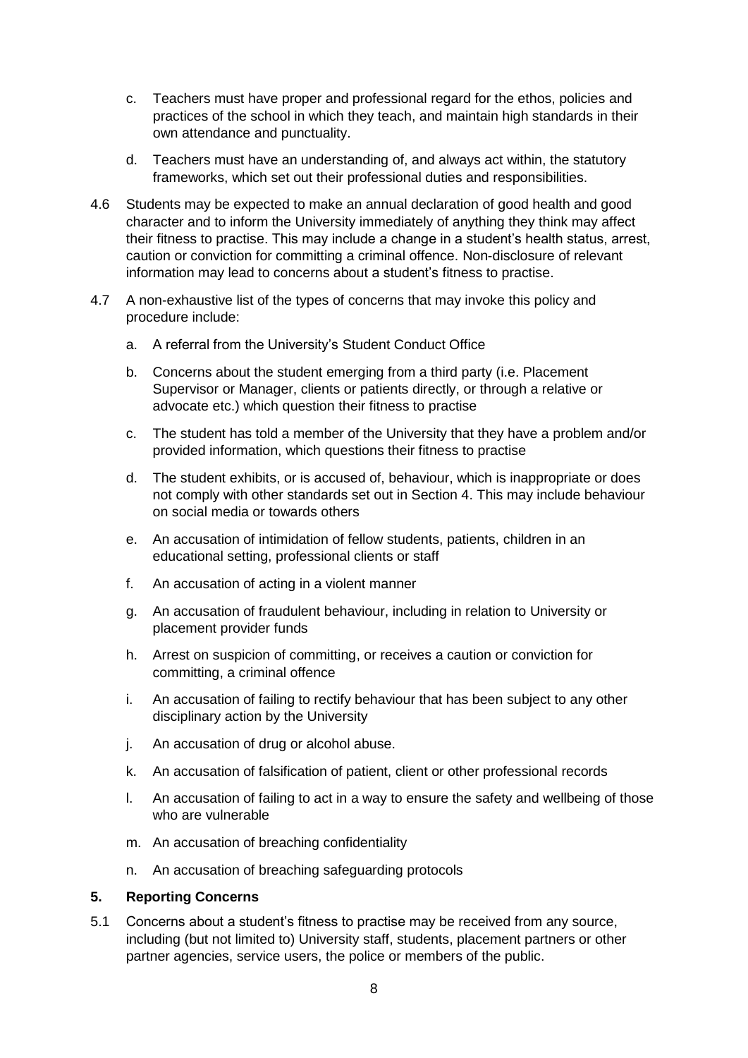c. Teachers must have proper and professional regard for the ethos, policies and practices of the school in which they teach, and maintain high standards in their own attendance and punctuality.

d. Teachers must have an understanding of, and always act within, the statutory frameworks, which set out their professional duties and responsibilities.

4.6 Students may be expected to make an annual declaration of good health and good character and to inform the University immediately of anything they think may affect their fitness to practise. This may include a change in a student's health status, arrest, caution or conviction for committing a criminal offence. Non-disclosure of relevant information may lead to concerns about a student's fitness to practise.

4.7 A non-exhaustive list of the types of concerns that may invoke this policy and procedure include:

a. A referral from the University's Student Conduct Office

b. Concerns about the student emerging from a third party (i.e. Placement Supervisor or Manager, clients or patients directly, or through a relative or advocate etc.) which question their fitness to practise

c. The student has told a member of the University that they have a problem and/or provided information, which questions their fitness to practise

d. The student exhibits, or is accused of, behaviour, which is inappropriate or does not comply with other standards set out in Section 4. This may include behaviour on social media or towards others

e. An accusation of intimidation of fellow students, patients, children in an educational setting, professional clients or staff

f. An accusation of acting in a violent manner

g. An accusation of fraudulent behaviour, including in relation to University or placement provider funds

h. Arrest on suspicion of committing, or receives a caution or conviction for committing, a criminal offence

i. An accusation of failing to rectify behaviour that has been subject to any other disciplinary action by the University

j. An accusation of drug or alcohol abuse.

k. An accusation of falsification of patient, client or other professional records

l. An accusation of failing to act in a way to ensure the safety and wellbeing of those who are vulnerable

m. An accusation of breaching confidentiality

n. An accusation of breaching safeguarding protocols

## 5. Reporting Concerns

5.1 Concerns about a student's fitness to practise may be received from any source, including (but not limited to) University staff, students, placement partners or other partner agencies, service users, the police or members of the public.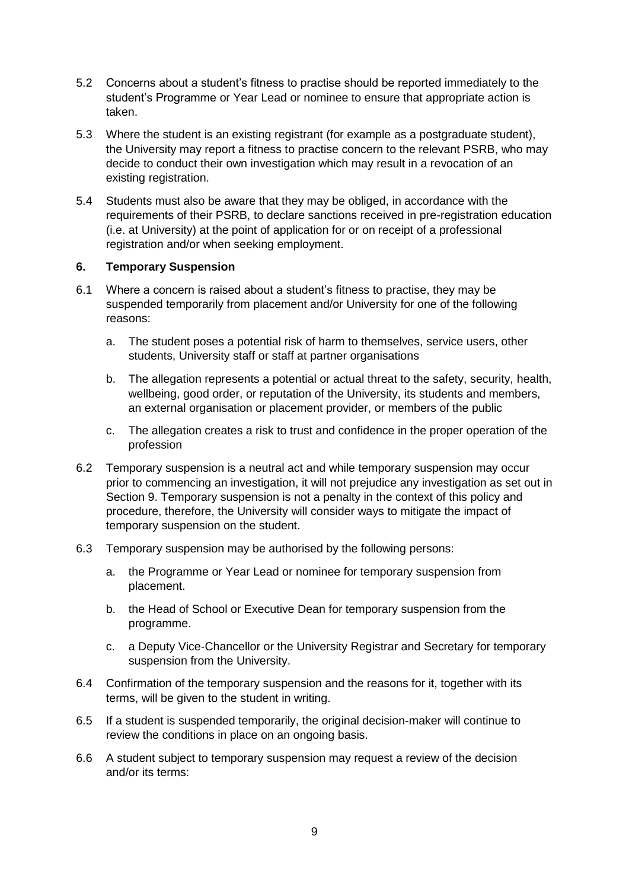5.2 Concerns about a student's fitness to practise should be reported immediately to the student's Programme or Year Lead or nominee to ensure that appropriate action is taken.

5.3 Where the student is an existing registrant (for example as a postgraduate student), the University may report a fitness to practise concern to the relevant PSRB, who may decide to conduct their own investigation which may result in a revocation of an existing registration.

5.4 Students must also be aware that they may be obliged, in accordance with the requirements of their PSRB, to declare sanctions received in pre-registration education (i.e. at University) at the point of application for or on receipt of a professional registration and/or when seeking employment.

## 6. Temporary Suspension

6.1 Where a concern is raised about a student's fitness to practise, they may be suspended temporarily from placement and/or University for one of the following reasons:

   a. The student poses a potential risk of harm to themselves, service users, other students, University staff or staff at partner organisations

   b. The allegation represents a potential or actual threat to the safety, security, health, wellbeing, good order, or reputation of the University, its students and members, an external organisation or placement provider, or members of the public

   c. The allegation creates a risk to trust and confidence in the proper operation of the profession

6.2 Temporary suspension is a neutral act and while temporary suspension may occur prior to commencing an investigation, it will not prejudice any investigation as set out in Section 9. Temporary suspension is not a penalty in the context of this policy and procedure, therefore, the University will consider ways to mitigate the impact of temporary suspension on the student.

6.3 Temporary suspension may be authorised by the following persons:

   a. the Programme or Year Lead or nominee for temporary suspension from placement.

   b. the Head of School or Executive Dean for temporary suspension from the programme.

   c. a Deputy Vice-Chancellor or the University Registrar and Secretary for temporary suspension from the University.

6.4 Confirmation of the temporary suspension and the reasons for it, together with its terms, will be given to the student in writing.

6.5 If a student is suspended temporarily, the original decision-maker will continue to review the conditions in place on an ongoing basis.

6.6 A student subject to temporary suspension may request a review of the decision and/or its terms: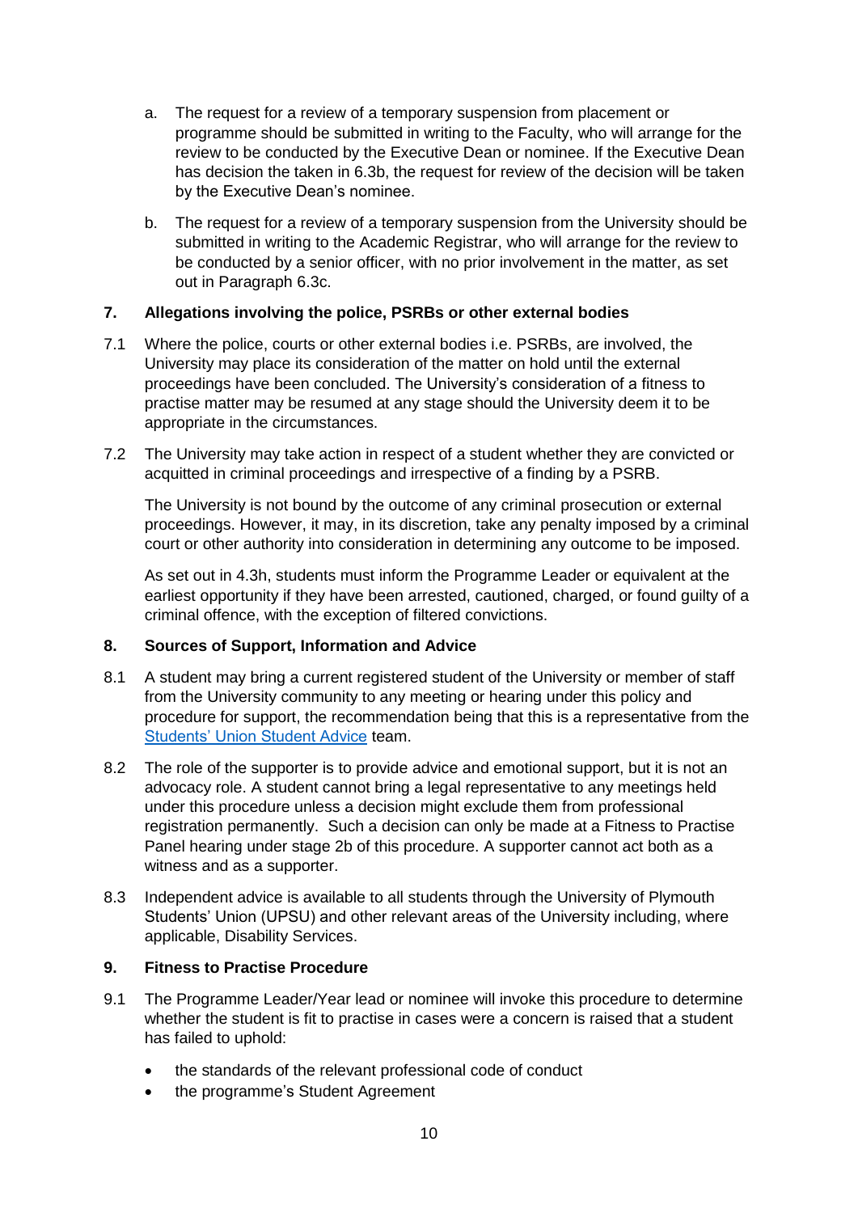a. The request for a review of a temporary suspension from placement or programme should be submitted in writing to the Faculty, who will arrange for the review to be conducted by the Executive Dean or nominee. If the Executive Dean has decision the taken in 6.3b, the request for review of the decision will be taken by the Executive Dean's nominee.

b. The request for a review of a temporary suspension from the University should be submitted in writing to the Academic Registrar, who will arrange for the review to be conducted by a senior officer, with no prior involvement in the matter, as set out in Paragraph 6.3c.

## 7. Allegations involving the police, PSRBs or other external bodies

7.1 Where the police, courts or other external bodies i.e. PSRBs, are involved, the University may place its consideration of the matter on hold until the external proceedings have been concluded. The University's consideration of a fitness to practise matter may be resumed at any stage should the University deem it to be appropriate in the circumstances.

7.2 The University may take action in respect of a student whether they are convicted or acquitted in criminal proceedings and irrespective of a finding by a PSRB.

The University is not bound by the outcome of any criminal prosecution or external proceedings. However, it may, in its discretion, take any penalty imposed by a criminal court or other authority into consideration in determining any outcome to be imposed.

As set out in 4.3h, students must inform the Programme Leader or equivalent at the earliest opportunity if they have been arrested, cautioned, charged, or found guilty of a criminal offence, with the exception of filtered convictions.

## 8. Sources of Support, Information and Advice

8.1 A student may bring a current registered student of the University or member of staff from the University community to any meeting or hearing under this policy and procedure for support, the recommendation being that this is a representative from the Students' Union Student Advice team.

8.2 The role of the supporter is to provide advice and emotional support, but it is not an advocacy role. A student cannot bring a legal representative to any meetings held under this procedure unless a decision might exclude them from professional registration permanently. Such a decision can only be made at a Fitness to Practise Panel hearing under stage 2b of this procedure. A supporter cannot act both as a witness and as a supporter.

8.3 Independent advice is available to all students through the University of Plymouth Students' Union (UPSU) and other relevant areas of the University including, where applicable, Disability Services.

## 9. Fitness to Practise Procedure

9.1 The Programme Leader/Year lead or nominee will invoke this procedure to determine whether the student is fit to practise in cases were a concern is raised that a student has failed to uphold:

- the standards of the relevant professional code of conduct
- the programme's Student Agreement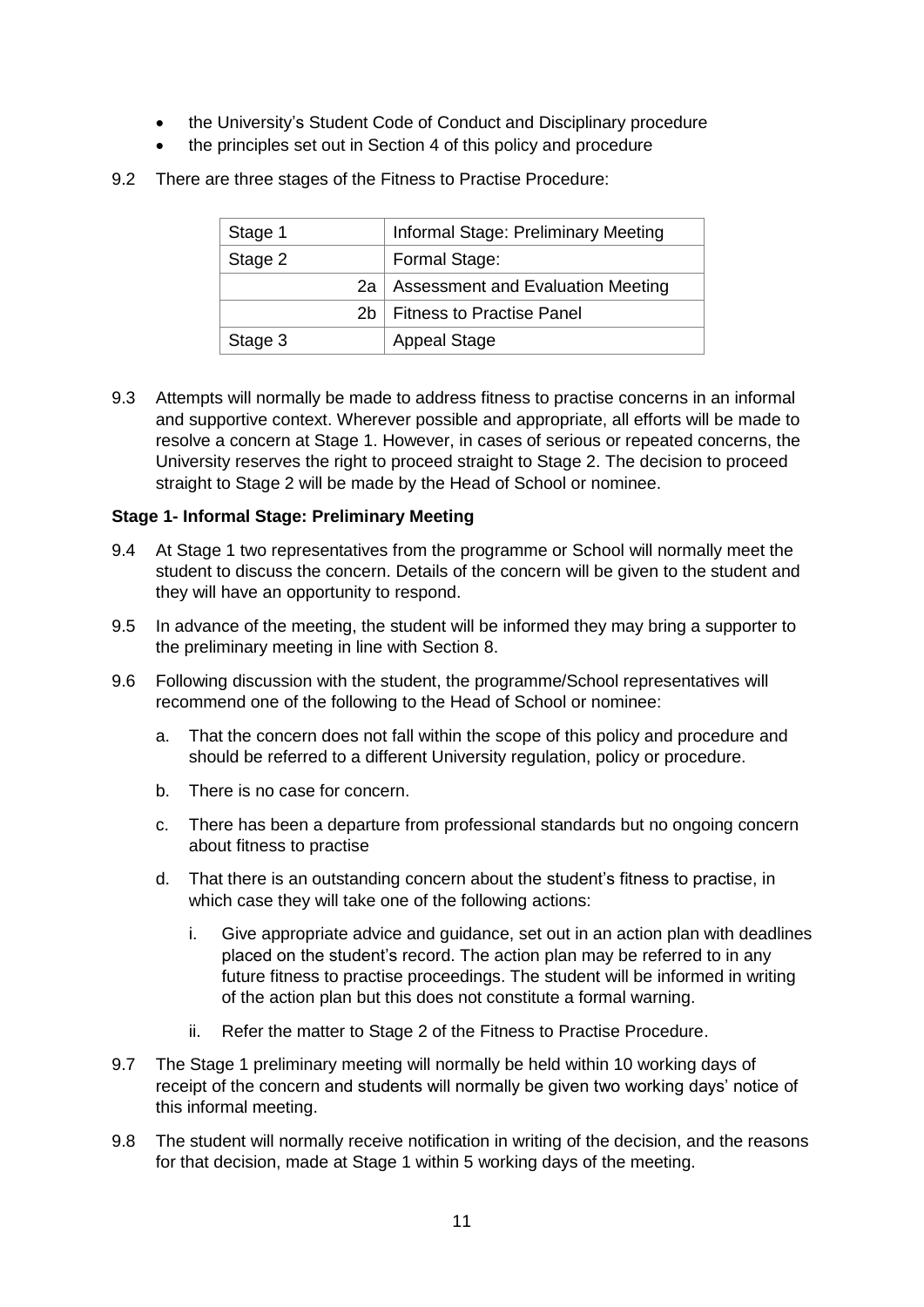- the University's Student Code of Conduct and Disciplinary procedure
- the principles set out in Section 4 of this policy and procedure

9.2 There are three stages of the Fitness to Practise Procedure:

| Stage 1 | Informal Stage: Preliminary Meeting |
|---|---|
| Stage 2 | Formal Stage: |
| 2a | Assessment and Evaluation Meeting |
| 2b | Fitness to Practise Panel |
| Stage 3 | Appeal Stage |

9.3 Attempts will normally be made to address fitness to practise concerns in an informal and supportive context. Wherever possible and appropriate, all efforts will be made to resolve a concern at Stage 1. However, in cases of serious or repeated concerns, the University reserves the right to proceed straight to Stage 2. The decision to proceed straight to Stage 2 will be made by the Head of School or nominee.

**Stage 1- Informal Stage: Preliminary Meeting**

9.4 At Stage 1 two representatives from the programme or School will normally meet the student to discuss the concern. Details of the concern will be given to the student and they will have an opportunity to respond.

9.5 In advance of the meeting, the student will be informed they may bring a supporter to the preliminary meeting in line with Section 8.

9.6 Following discussion with the student, the programme/School representatives will recommend one of the following to the Head of School or nominee:

a. That the concern does not fall within the scope of this policy and procedure and should be referred to a different University regulation, policy or procedure.

b. There is no case for concern.

c. There has been a departure from professional standards but no ongoing concern about fitness to practise

d. That there is an outstanding concern about the student's fitness to practise, in which case they will take one of the following actions:

   i. Give appropriate advice and guidance, set out in an action plan with deadlines placed on the student's record. The action plan may be referred to in any future fitness to practise proceedings. The student will be informed in writing of the action plan but this does not constitute a formal warning.

   ii. Refer the matter to Stage 2 of the Fitness to Practise Procedure.

9.7 The Stage 1 preliminary meeting will normally be held within 10 working days of receipt of the concern and students will normally be given two working days' notice of this informal meeting.

9.8 The student will normally receive notification in writing of the decision, and the reasons for that decision, made at Stage 1 within 5 working days of the meeting.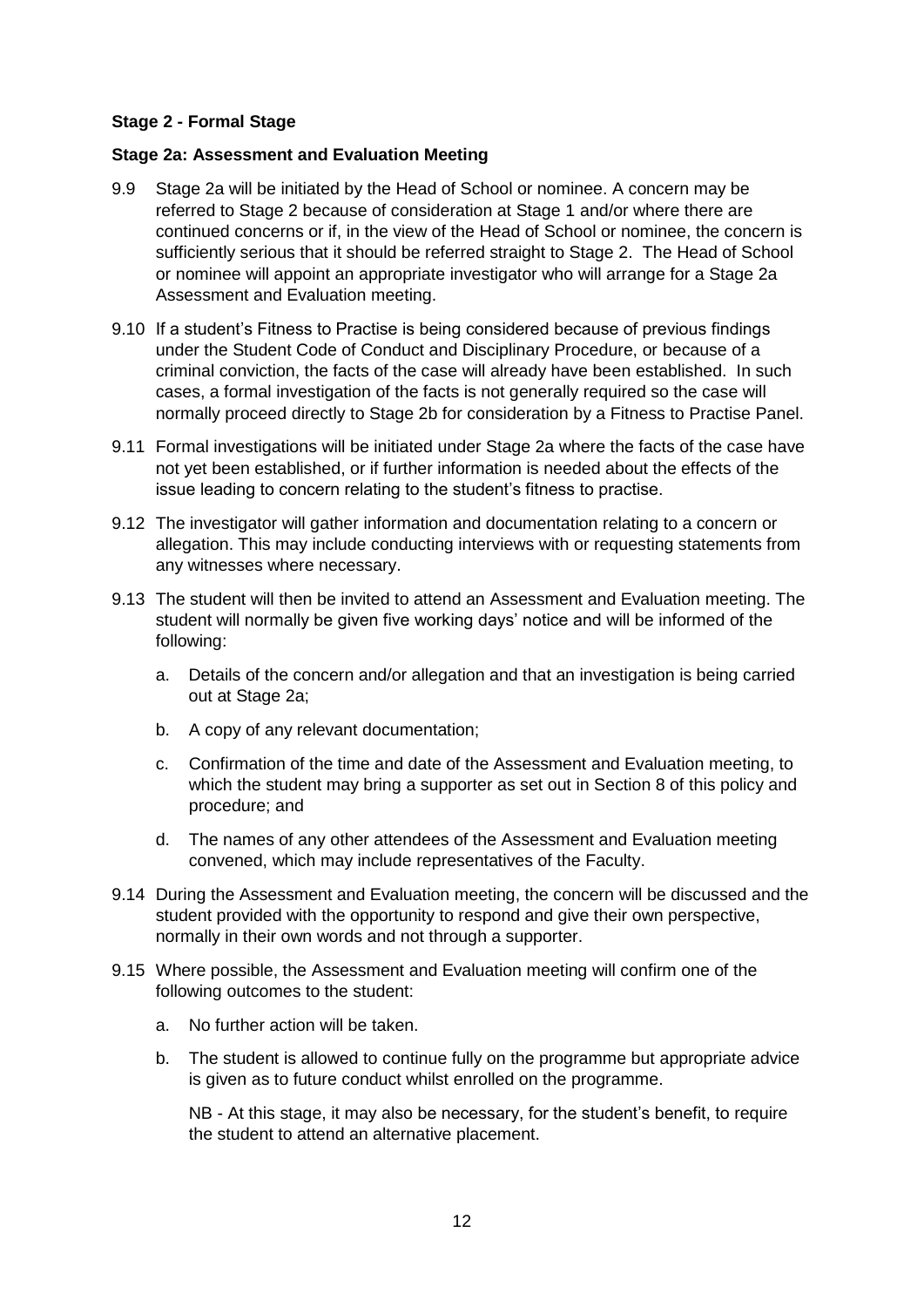**Stage 2 - Formal Stage**

**Stage 2a: Assessment and Evaluation Meeting**

9.9 Stage 2a will be initiated by the Head of School or nominee. A concern may be referred to Stage 2 because of consideration at Stage 1 and/or where there are continued concerns or if, in the view of the Head of School or nominee, the concern is sufficiently serious that it should be referred straight to Stage 2. The Head of School or nominee will appoint an appropriate investigator who will arrange for a Stage 2a Assessment and Evaluation meeting.

9.10 If a student's Fitness to Practise is being considered because of previous findings under the Student Code of Conduct and Disciplinary Procedure, or because of a criminal conviction, the facts of the case will already have been established. In such cases, a formal investigation of the facts is not generally required so the case will normally proceed directly to Stage 2b for consideration by a Fitness to Practise Panel.

9.11 Formal investigations will be initiated under Stage 2a where the facts of the case have not yet been established, or if further information is needed about the effects of the issue leading to concern relating to the student's fitness to practise.

9.12 The investigator will gather information and documentation relating to a concern or allegation. This may include conducting interviews with or requesting statements from any witnesses where necessary.

9.13 The student will then be invited to attend an Assessment and Evaluation meeting. The student will normally be given five working days' notice and will be informed of the following:

a. Details of the concern and/or allegation and that an investigation is being carried out at Stage 2a;

b. A copy of any relevant documentation;

c. Confirmation of the time and date of the Assessment and Evaluation meeting, to which the student may bring a supporter as set out in Section 8 of this policy and procedure; and

d. The names of any other attendees of the Assessment and Evaluation meeting convened, which may include representatives of the Faculty.

9.14 During the Assessment and Evaluation meeting, the concern will be discussed and the student provided with the opportunity to respond and give their own perspective, normally in their own words and not through a supporter.

9.15 Where possible, the Assessment and Evaluation meeting will confirm one of the following outcomes to the student:

a. No further action will be taken.

b. The student is allowed to continue fully on the programme but appropriate advice is given as to future conduct whilst enrolled on the programme.

NB - At this stage, it may also be necessary, for the student's benefit, to require the student to attend an alternative placement.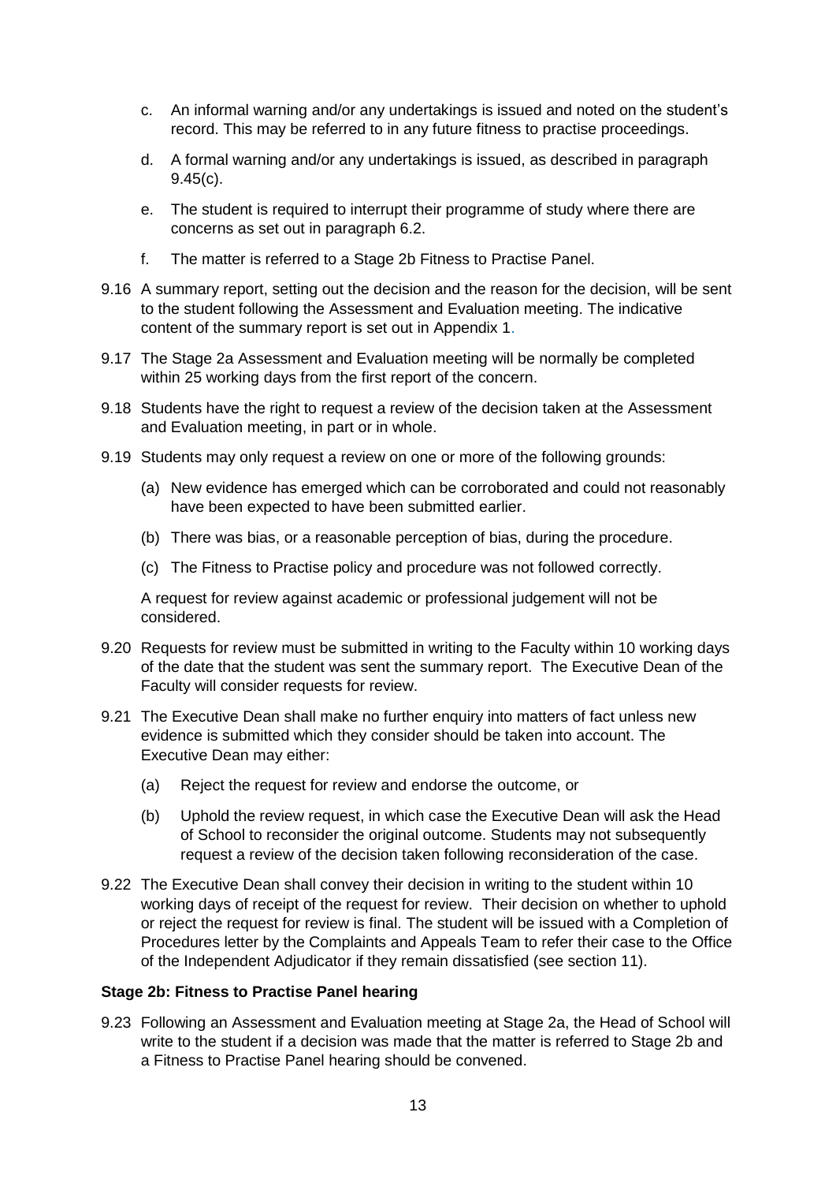c. An informal warning and/or any undertakings is issued and noted on the student's record. This may be referred to in any future fitness to practise proceedings.

d. A formal warning and/or any undertakings is issued, as described in paragraph 9.45(c).

e. The student is required to interrupt their programme of study where there are concerns as set out in paragraph 6.2.

f. The matter is referred to a Stage 2b Fitness to Practise Panel.

9.16 A summary report, setting out the decision and the reason for the decision, will be sent to the student following the Assessment and Evaluation meeting. The indicative content of the summary report is set out in Appendix 1.

9.17 The Stage 2a Assessment and Evaluation meeting will be normally be completed within 25 working days from the first report of the concern.

9.18 Students have the right to request a review of the decision taken at the Assessment and Evaluation meeting, in part or in whole.

9.19 Students may only request a review on one or more of the following grounds:

(a) New evidence has emerged which can be corroborated and could not reasonably have been expected to have been submitted earlier.

(b) There was bias, or a reasonable perception of bias, during the procedure.

(c) The Fitness to Practise policy and procedure was not followed correctly.

A request for review against academic or professional judgement will not be considered.

9.20 Requests for review must be submitted in writing to the Faculty within 10 working days of the date that the student was sent the summary report. The Executive Dean of the Faculty will consider requests for review.

9.21 The Executive Dean shall make no further enquiry into matters of fact unless new evidence is submitted which they consider should be taken into account. The Executive Dean may either:

(a) Reject the request for review and endorse the outcome, or

(b) Uphold the review request, in which case the Executive Dean will ask the Head of School to reconsider the original outcome. Students may not subsequently request a review of the decision taken following reconsideration of the case.

9.22 The Executive Dean shall convey their decision in writing to the student within 10 working days of receipt of the request for review. Their decision on whether to uphold or reject the request for review is final. The student will be issued with a Completion of Procedures letter by the Complaints and Appeals Team to refer their case to the Office of the Independent Adjudicator if they remain dissatisfied (see section 11).

**Stage 2b: Fitness to Practise Panel hearing**

9.23 Following an Assessment and Evaluation meeting at Stage 2a, the Head of School will write to the student if a decision was made that the matter is referred to Stage 2b and a Fitness to Practise Panel hearing should be convened.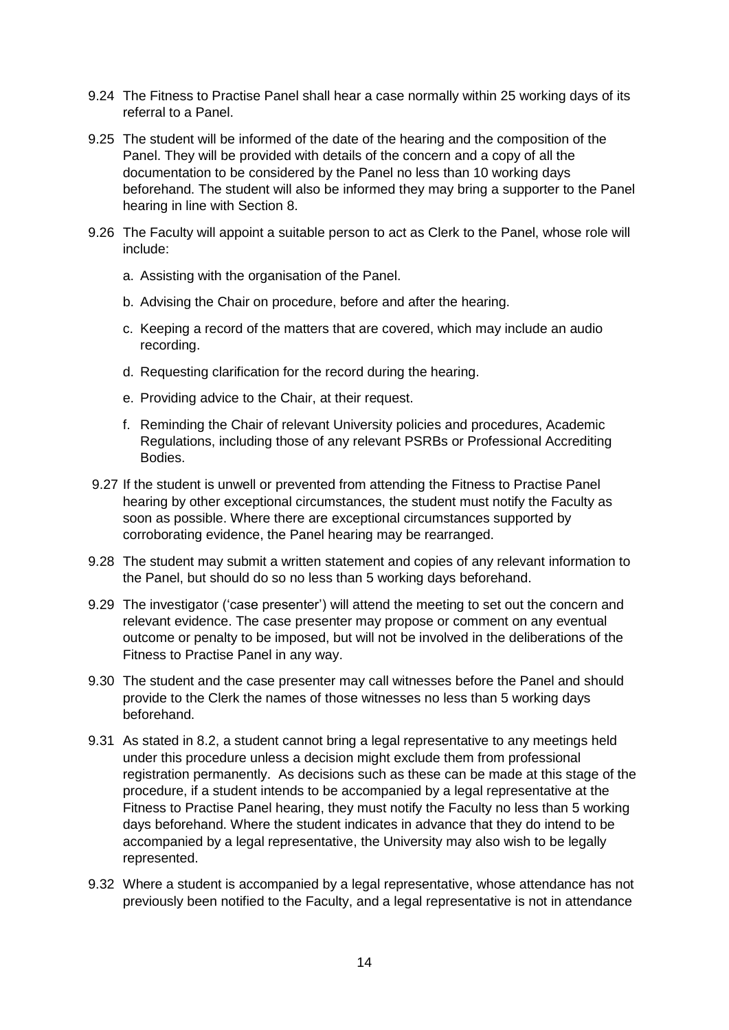9.24 The Fitness to Practise Panel shall hear a case normally within 25 working days of its referral to a Panel.

9.25 The student will be informed of the date of the hearing and the composition of the Panel. They will be provided with details of the concern and a copy of all the documentation to be considered by the Panel no less than 10 working days beforehand. The student will also be informed they may bring a supporter to the Panel hearing in line with Section 8.

9.26 The Faculty will appoint a suitable person to act as Clerk to the Panel, whose role will include:

a. Assisting with the organisation of the Panel.

b. Advising the Chair on procedure, before and after the hearing.

c. Keeping a record of the matters that are covered, which may include an audio recording.

d. Requesting clarification for the record during the hearing.

e. Providing advice to the Chair, at their request.

f. Reminding the Chair of relevant University policies and procedures, Academic Regulations, including those of any relevant PSRBs or Professional Accrediting Bodies.

9.27 If the student is unwell or prevented from attending the Fitness to Practise Panel hearing by other exceptional circumstances, the student must notify the Faculty as soon as possible. Where there are exceptional circumstances supported by corroborating evidence, the Panel hearing may be rearranged.

9.28 The student may submit a written statement and copies of any relevant information to the Panel, but should do so no less than 5 working days beforehand.

9.29 The investigator ('case presenter') will attend the meeting to set out the concern and relevant evidence. The case presenter may propose or comment on any eventual outcome or penalty to be imposed, but will not be involved in the deliberations of the Fitness to Practise Panel in any way.

9.30 The student and the case presenter may call witnesses before the Panel and should provide to the Clerk the names of those witnesses no less than 5 working days beforehand.

9.31 As stated in 8.2, a student cannot bring a legal representative to any meetings held under this procedure unless a decision might exclude them from professional registration permanently. As decisions such as these can be made at this stage of the procedure, if a student intends to be accompanied by a legal representative at the Fitness to Practise Panel hearing, they must notify the Faculty no less than 5 working days beforehand. Where the student indicates in advance that they do intend to be accompanied by a legal representative, the University may also wish to be legally represented.

9.32 Where a student is accompanied by a legal representative, whose attendance has not previously been notified to the Faculty, and a legal representative is not in attendance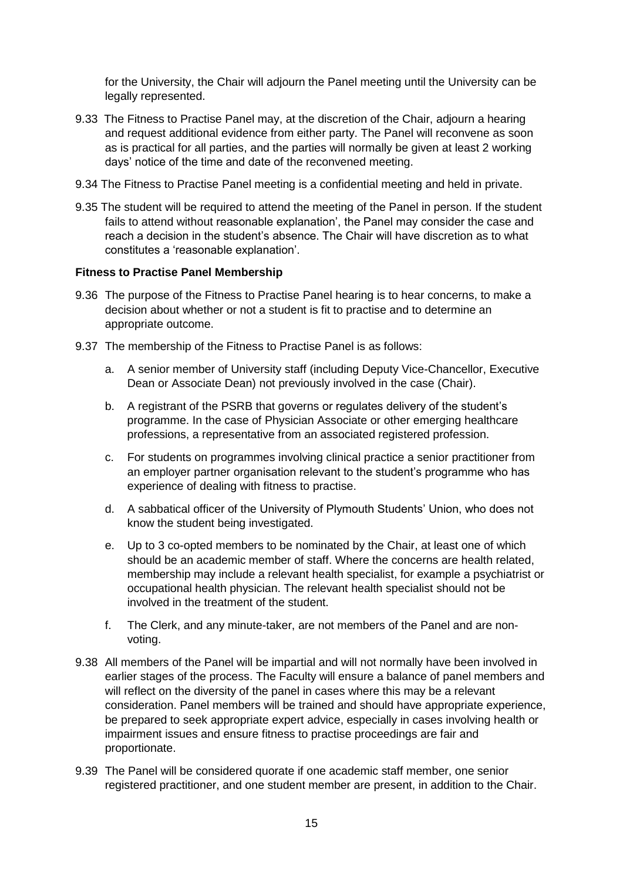for the University, the Chair will adjourn the Panel meeting until the University can be legally represented.

9.33 The Fitness to Practise Panel may, at the discretion of the Chair, adjourn a hearing and request additional evidence from either party. The Panel will reconvene as soon as is practical for all parties, and the parties will normally be given at least 2 working days' notice of the time and date of the reconvened meeting.

9.34 The Fitness to Practise Panel meeting is a confidential meeting and held in private.

9.35 The student will be required to attend the meeting of the Panel in person. If the student fails to attend without reasonable explanation', the Panel may consider the case and reach a decision in the student's absence. The Chair will have discretion as to what constitutes a 'reasonable explanation'.

**Fitness to Practise Panel Membership**

9.36 The purpose of the Fitness to Practise Panel hearing is to hear concerns, to make a decision about whether or not a student is fit to practise and to determine an appropriate outcome.

9.37 The membership of the Fitness to Practise Panel is as follows:

a. A senior member of University staff (including Deputy Vice-Chancellor, Executive Dean or Associate Dean) not previously involved in the case (Chair).

b. A registrant of the PSRB that governs or regulates delivery of the student's programme. In the case of Physician Associate or other emerging healthcare professions, a representative from an associated registered profession.

c. For students on programmes involving clinical practice a senior practitioner from an employer partner organisation relevant to the student's programme who has experience of dealing with fitness to practise.

d. A sabbatical officer of the University of Plymouth Students' Union, who does not know the student being investigated.

e. Up to 3 co-opted members to be nominated by the Chair, at least one of which should be an academic member of staff. Where the concerns are health related, membership may include a relevant health specialist, for example a psychiatrist or occupational health physician. The relevant health specialist should not be involved in the treatment of the student.

f. The Clerk, and any minute-taker, are not members of the Panel and are non-voting.

9.38 All members of the Panel will be impartial and will not normally have been involved in earlier stages of the process. The Faculty will ensure a balance of panel members and will reflect on the diversity of the panel in cases where this may be a relevant consideration. Panel members will be trained and should have appropriate experience, be prepared to seek appropriate expert advice, especially in cases involving health or impairment issues and ensure fitness to practise proceedings are fair and proportionate.

9.39 The Panel will be considered quorate if one academic staff member, one senior registered practitioner, and one student member are present, in addition to the Chair.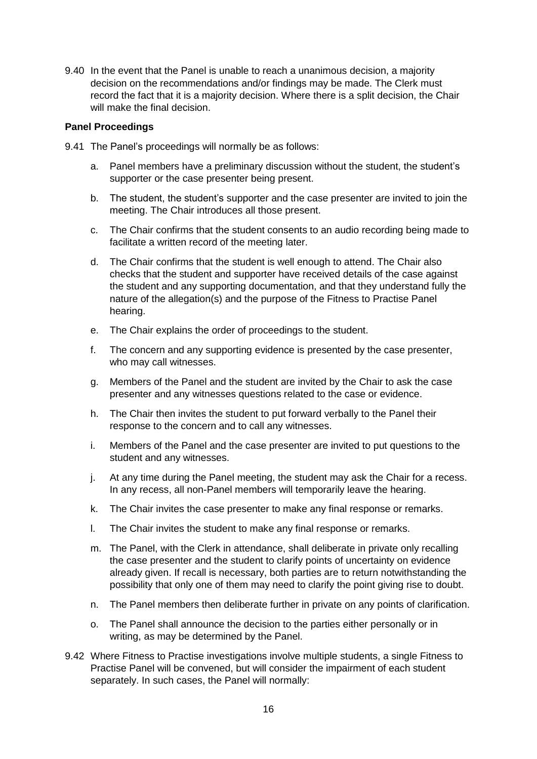9.40 In the event that the Panel is unable to reach a unanimous decision, a majority decision on the recommendations and/or findings may be made. The Clerk must record the fact that it is a majority decision. Where there is a split decision, the Chair will make the final decision.

**Panel Proceedings**

9.41 The Panel's proceedings will normally be as follows:

a. Panel members have a preliminary discussion without the student, the student's supporter or the case presenter being present.

b. The student, the student's supporter and the case presenter are invited to join the meeting. The Chair introduces all those present.

c. The Chair confirms that the student consents to an audio recording being made to facilitate a written record of the meeting later.

d. The Chair confirms that the student is well enough to attend. The Chair also checks that the student and supporter have received details of the case against the student and any supporting documentation, and that they understand fully the nature of the allegation(s) and the purpose of the Fitness to Practise Panel hearing.

e. The Chair explains the order of proceedings to the student.

f. The concern and any supporting evidence is presented by the case presenter, who may call witnesses.

g. Members of the Panel and the student are invited by the Chair to ask the case presenter and any witnesses questions related to the case or evidence.

h. The Chair then invites the student to put forward verbally to the Panel their response to the concern and to call any witnesses.

i. Members of the Panel and the case presenter are invited to put questions to the student and any witnesses.

j. At any time during the Panel meeting, the student may ask the Chair for a recess. In any recess, all non-Panel members will temporarily leave the hearing.

k. The Chair invites the case presenter to make any final response or remarks.

l. The Chair invites the student to make any final response or remarks.

m. The Panel, with the Clerk in attendance, shall deliberate in private only recalling the case presenter and the student to clarify points of uncertainty on evidence already given. If recall is necessary, both parties are to return notwithstanding the possibility that only one of them may need to clarify the point giving rise to doubt.

n. The Panel members then deliberate further in private on any points of clarification.

o. The Panel shall announce the decision to the parties either personally or in writing, as may be determined by the Panel.

9.42 Where Fitness to Practise investigations involve multiple students, a single Fitness to Practise Panel will be convened, but will consider the impairment of each student separately. In such cases, the Panel will normally: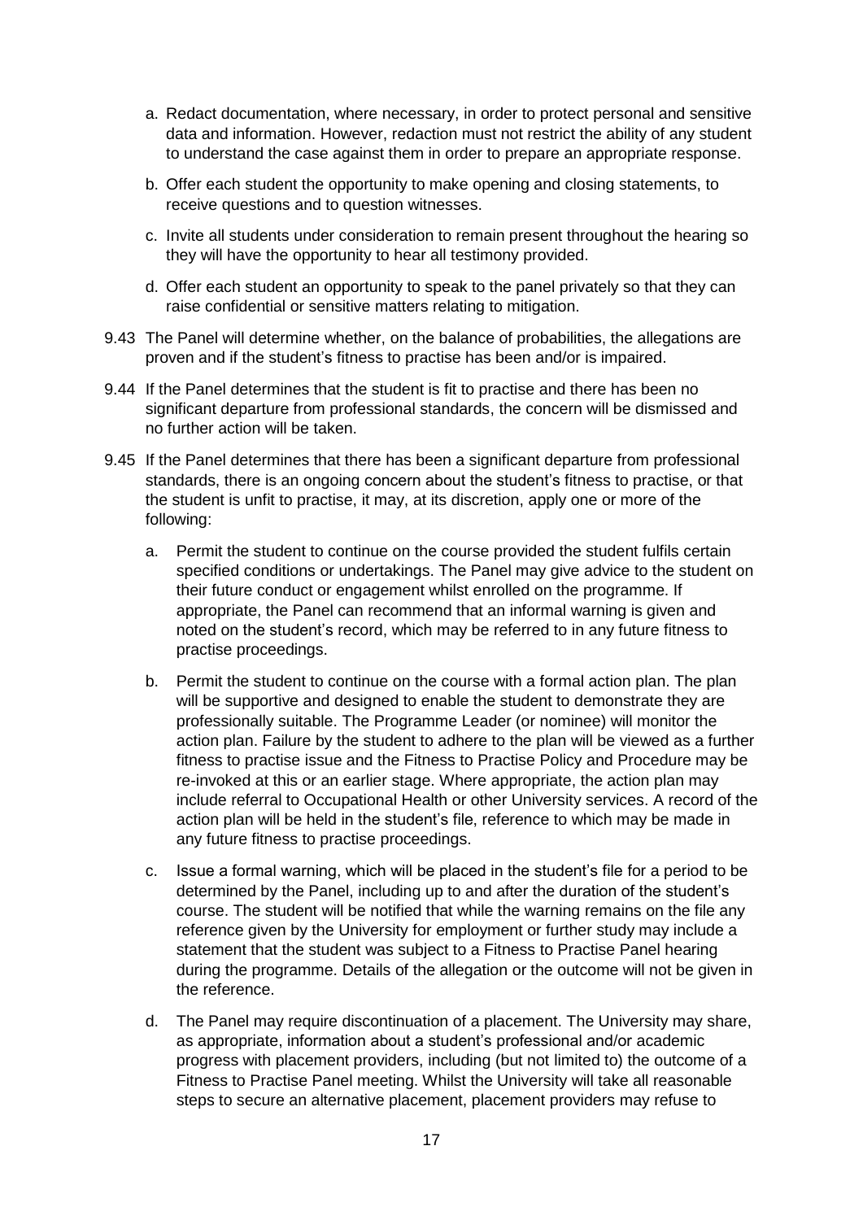a. Redact documentation, where necessary, in order to protect personal and sensitive data and information. However, redaction must not restrict the ability of any student to understand the case against them in order to prepare an appropriate response.

b. Offer each student the opportunity to make opening and closing statements, to receive questions and to question witnesses.

c. Invite all students under consideration to remain present throughout the hearing so they will have the opportunity to hear all testimony provided.

d. Offer each student an opportunity to speak to the panel privately so that they can raise confidential or sensitive matters relating to mitigation.

9.43 The Panel will determine whether, on the balance of probabilities, the allegations are proven and if the student's fitness to practise has been and/or is impaired.

9.44 If the Panel determines that the student is fit to practise and there has been no significant departure from professional standards, the concern will be dismissed and no further action will be taken.

9.45 If the Panel determines that there has been a significant departure from professional standards, there is an ongoing concern about the student's fitness to practise, or that the student is unfit to practise, it may, at its discretion, apply one or more of the following:

a. Permit the student to continue on the course provided the student fulfils certain specified conditions or undertakings. The Panel may give advice to the student on their future conduct or engagement whilst enrolled on the programme. If appropriate, the Panel can recommend that an informal warning is given and noted on the student's record, which may be referred to in any future fitness to practise proceedings.

b. Permit the student to continue on the course with a formal action plan. The plan will be supportive and designed to enable the student to demonstrate they are professionally suitable. The Programme Leader (or nominee) will monitor the action plan. Failure by the student to adhere to the plan will be viewed as a further fitness to practise issue and the Fitness to Practise Policy and Procedure may be re-invoked at this or an earlier stage. Where appropriate, the action plan may include referral to Occupational Health or other University services. A record of the action plan will be held in the student's file, reference to which may be made in any future fitness to practise proceedings.

c. Issue a formal warning, which will be placed in the student's file for a period to be determined by the Panel, including up to and after the duration of the student's course. The student will be notified that while the warning remains on the file any reference given by the University for employment or further study may include a statement that the student was subject to a Fitness to Practise Panel hearing during the programme. Details of the allegation or the outcome will not be given in the reference.

d. The Panel may require discontinuation of a placement. The University may share, as appropriate, information about a student's professional and/or academic progress with placement providers, including (but not limited to) the outcome of a Fitness to Practise Panel meeting. Whilst the University will take all reasonable steps to secure an alternative placement, placement providers may refuse to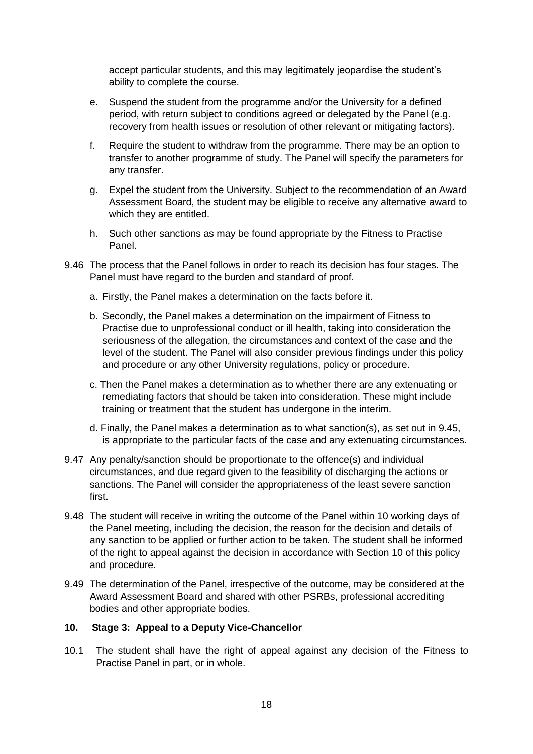accept particular students, and this may legitimately jeopardise the student's ability to complete the course.

e. Suspend the student from the programme and/or the University for a defined period, with return subject to conditions agreed or delegated by the Panel (e.g. recovery from health issues or resolution of other relevant or mitigating factors).

f. Require the student to withdraw from the programme. There may be an option to transfer to another programme of study. The Panel will specify the parameters for any transfer.

g. Expel the student from the University. Subject to the recommendation of an Award Assessment Board, the student may be eligible to receive any alternative award to which they are entitled.

h. Such other sanctions as may be found appropriate by the Fitness to Practise Panel.

9.46 The process that the Panel follows in order to reach its decision has four stages. The Panel must have regard to the burden and standard of proof.

a. Firstly, the Panel makes a determination on the facts before it.

b. Secondly, the Panel makes a determination on the impairment of Fitness to Practise due to unprofessional conduct or ill health, taking into consideration the seriousness of the allegation, the circumstances and context of the case and the level of the student. The Panel will also consider previous findings under this policy and procedure or any other University regulations, policy or procedure.

c. Then the Panel makes a determination as to whether there are any extenuating or remediating factors that should be taken into consideration. These might include training or treatment that the student has undergone in the interim.

d. Finally, the Panel makes a determination as to what sanction(s), as set out in 9.45, is appropriate to the particular facts of the case and any extenuating circumstances.

9.47 Any penalty/sanction should be proportionate to the offence(s) and individual circumstances, and due regard given to the feasibility of discharging the actions or sanctions. The Panel will consider the appropriateness of the least severe sanction first.

9.48 The student will receive in writing the outcome of the Panel within 10 working days of the Panel meeting, including the decision, the reason for the decision and details of any sanction to be applied or further action to be taken. The student shall be informed of the right to appeal against the decision in accordance with Section 10 of this policy and procedure.

9.49 The determination of the Panel, irrespective of the outcome, may be considered at the Award Assessment Board and shared with other PSRBs, professional accrediting bodies and other appropriate bodies.

## 10. Stage 3: Appeal to a Deputy Vice-Chancellor

10.1 The student shall have the right of appeal against any decision of the Fitness to Practise Panel in part, or in whole.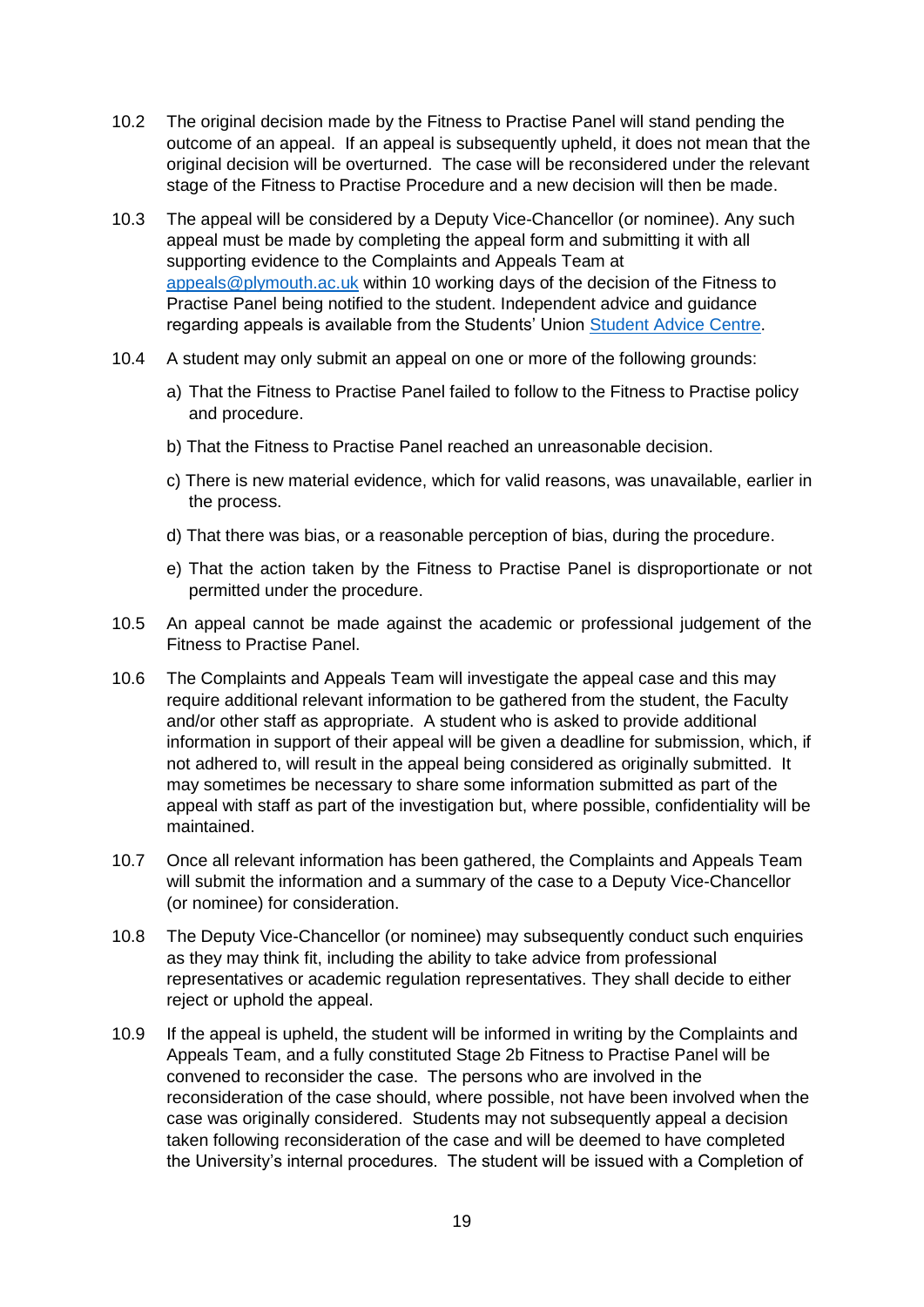10.2 The original decision made by the Fitness to Practise Panel will stand pending the outcome of an appeal. If an appeal is subsequently upheld, it does not mean that the original decision will be overturned. The case will be reconsidered under the relevant stage of the Fitness to Practise Procedure and a new decision will then be made.

10.3 The appeal will be considered by a Deputy Vice-Chancellor (or nominee). Any such appeal must be made by completing the appeal form and submitting it with all supporting evidence to the Complaints and Appeals Team at [appeals@plymouth.ac.uk](mailto:appeals@plymouth.ac.uk) within 10 working days of the decision of the Fitness to Practise Panel being notified to the student. Independent advice and guidance regarding appeals is available from the Students' Union [Student Advice Centre](#).

10.4 A student may only submit an appeal on one or more of the following grounds:

a) That the Fitness to Practise Panel failed to follow to the Fitness to Practise policy and procedure.

b) That the Fitness to Practise Panel reached an unreasonable decision.

c) There is new material evidence, which for valid reasons, was unavailable, earlier in the process.

d) That there was bias, or a reasonable perception of bias, during the procedure.

e) That the action taken by the Fitness to Practise Panel is disproportionate or not permitted under the procedure.

10.5 An appeal cannot be made against the academic or professional judgement of the Fitness to Practise Panel.

10.6 The Complaints and Appeals Team will investigate the appeal case and this may require additional relevant information to be gathered from the student, the Faculty and/or other staff as appropriate. A student who is asked to provide additional information in support of their appeal will be given a deadline for submission, which, if not adhered to, will result in the appeal being considered as originally submitted. It may sometimes be necessary to share some information submitted as part of the appeal with staff as part of the investigation but, where possible, confidentiality will be maintained.

10.7 Once all relevant information has been gathered, the Complaints and Appeals Team will submit the information and a summary of the case to a Deputy Vice-Chancellor (or nominee) for consideration.

10.8 The Deputy Vice-Chancellor (or nominee) may subsequently conduct such enquiries as they may think fit, including the ability to take advice from professional representatives or academic regulation representatives. They shall decide to either reject or uphold the appeal.

10.9 If the appeal is upheld, the student will be informed in writing by the Complaints and Appeals Team, and a fully constituted Stage 2b Fitness to Practise Panel will be convened to reconsider the case. The persons who are involved in the reconsideration of the case should, where possible, not have been involved when the case was originally considered. Students may not subsequently appeal a decision taken following reconsideration of the case and will be deemed to have completed the University's internal procedures. The student will be issued with a Completion of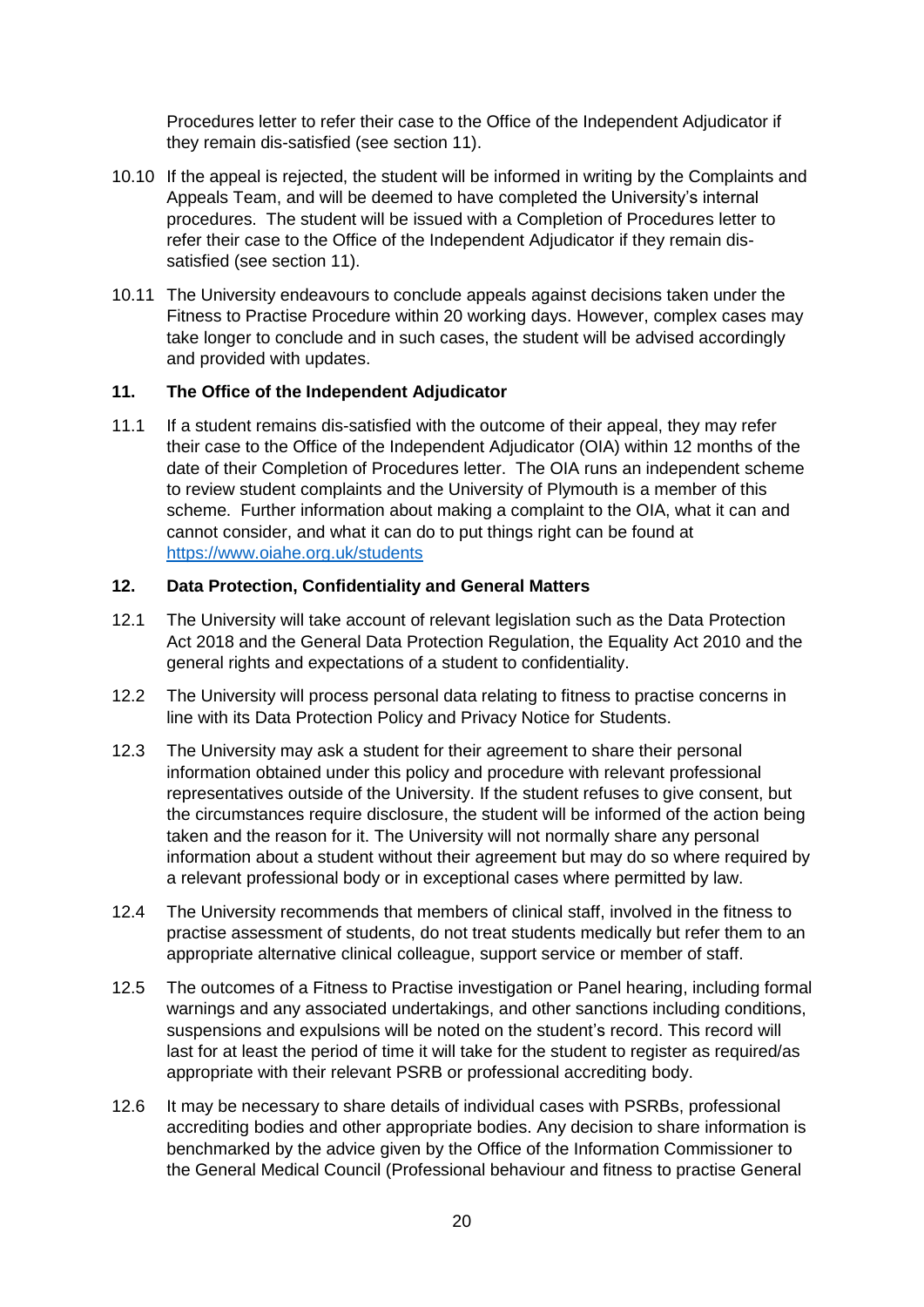Procedures letter to refer their case to the Office of the Independent Adjudicator if they remain dis-satisfied (see section 11).

10.10 If the appeal is rejected, the student will be informed in writing by the Complaints and Appeals Team, and will be deemed to have completed the University's internal procedures. The student will be issued with a Completion of Procedures letter to refer their case to the Office of the Independent Adjudicator if they remain dis-satisfied (see section 11).

10.11 The University endeavours to conclude appeals against decisions taken under the Fitness to Practise Procedure within 20 working days. However, complex cases may take longer to conclude and in such cases, the student will be advised accordingly and provided with updates.

## 11. The Office of the Independent Adjudicator

11.1 If a student remains dis-satisfied with the outcome of their appeal, they may refer their case to the Office of the Independent Adjudicator (OIA) within 12 months of the date of their Completion of Procedures letter. The OIA runs an independent scheme to review student complaints and the University of Plymouth is a member of this scheme. Further information about making a complaint to the OIA, what it can and cannot consider, and what it can do to put things right can be found at https://www.oiahe.org.uk/students

## 12. Data Protection, Confidentiality and General Matters

12.1 The University will take account of relevant legislation such as the Data Protection Act 2018 and the General Data Protection Regulation, the Equality Act 2010 and the general rights and expectations of a student to confidentiality.

12.2 The University will process personal data relating to fitness to practise concerns in line with its Data Protection Policy and Privacy Notice for Students.

12.3 The University may ask a student for their agreement to share their personal information obtained under this policy and procedure with relevant professional representatives outside of the University. If the student refuses to give consent, but the circumstances require disclosure, the student will be informed of the action being taken and the reason for it. The University will not normally share any personal information about a student without their agreement but may do so where required by a relevant professional body or in exceptional cases where permitted by law.

12.4 The University recommends that members of clinical staff, involved in the fitness to practise assessment of students, do not treat students medically but refer them to an appropriate alternative clinical colleague, support service or member of staff.

12.5 The outcomes of a Fitness to Practise investigation or Panel hearing, including formal warnings and any associated undertakings, and other sanctions including conditions, suspensions and expulsions will be noted on the student's record. This record will last for at least the period of time it will take for the student to register as required/as appropriate with their relevant PSRB or professional accrediting body.

12.6 It may be necessary to share details of individual cases with PSRBs, professional accrediting bodies and other appropriate bodies. Any decision to share information is benchmarked by the advice given by the Office of the Information Commissioner to the General Medical Council (Professional behaviour and fitness to practise General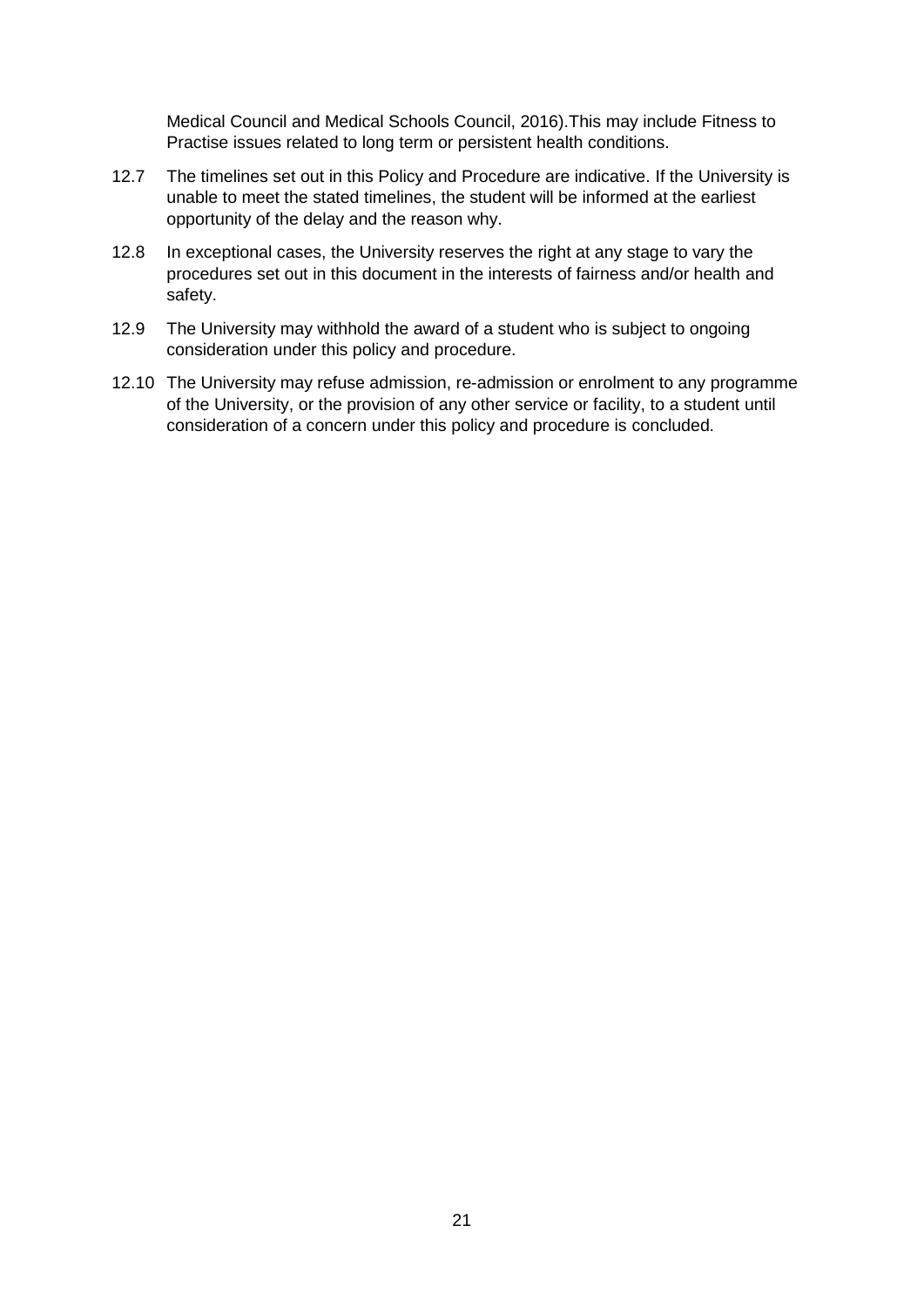Medical Council and Medical Schools Council, 2016).This may include Fitness to Practise issues related to long term or persistent health conditions.

12.7 The timelines set out in this Policy and Procedure are indicative. If the University is unable to meet the stated timelines, the student will be informed at the earliest opportunity of the delay and the reason why.

12.8 In exceptional cases, the University reserves the right at any stage to vary the procedures set out in this document in the interests of fairness and/or health and safety.

12.9 The University may withhold the award of a student who is subject to ongoing consideration under this policy and procedure.

12.10 The University may refuse admission, re-admission or enrolment to any programme of the University, or the provision of any other service or facility, to a student until consideration of a concern under this policy and procedure is concluded.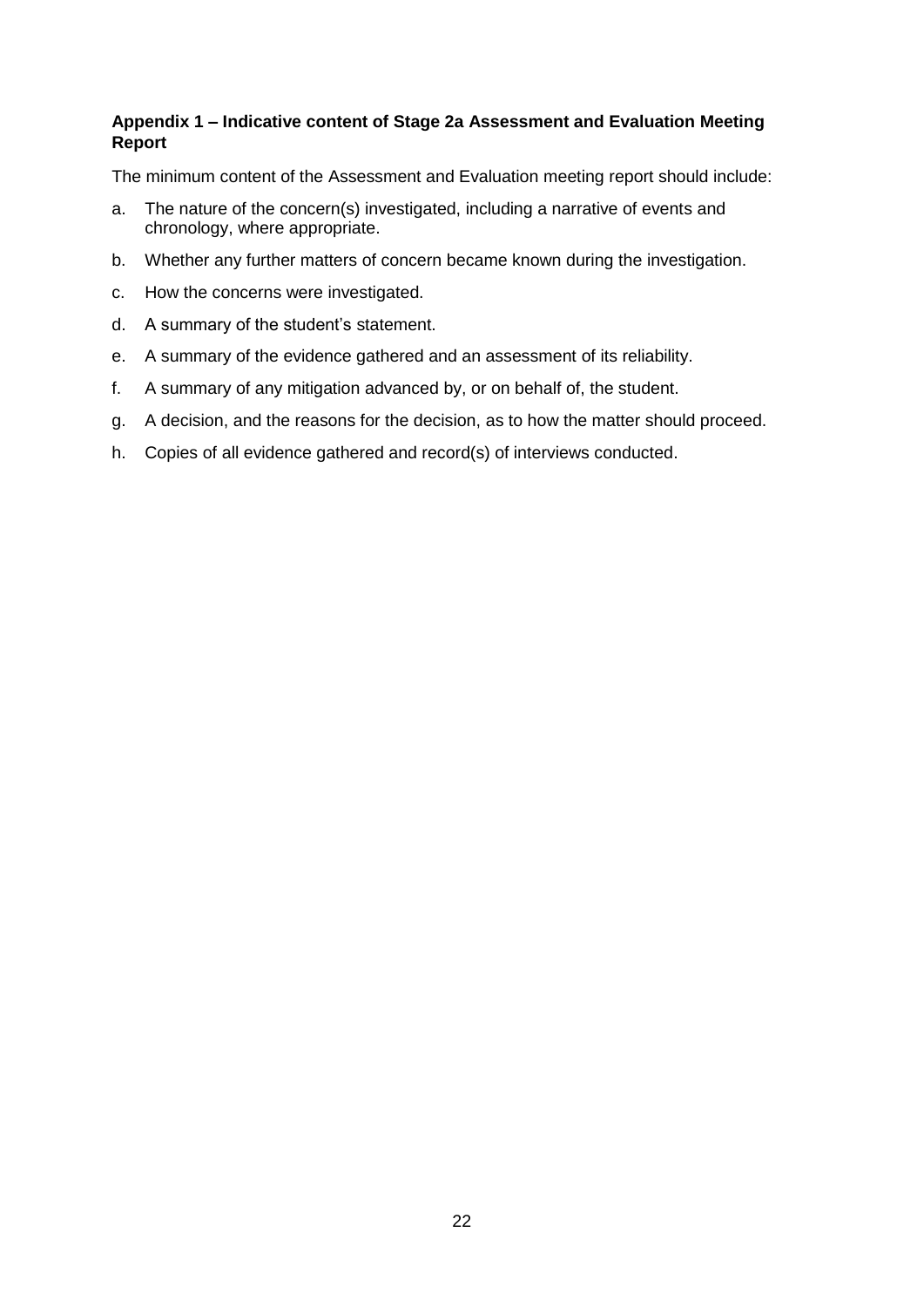**Appendix 1 – Indicative content of Stage 2a Assessment and Evaluation Meeting Report**

The minimum content of the Assessment and Evaluation meeting report should include:

a. The nature of the concern(s) investigated, including a narrative of events and chronology, where appropriate.

b. Whether any further matters of concern became known during the investigation.

c. How the concerns were investigated.

d. A summary of the student's statement.

e. A summary of the evidence gathered and an assessment of its reliability.

f. A summary of any mitigation advanced by, or on behalf of, the student.

g. A decision, and the reasons for the decision, as to how the matter should proceed.

h. Copies of all evidence gathered and record(s) of interviews conducted.